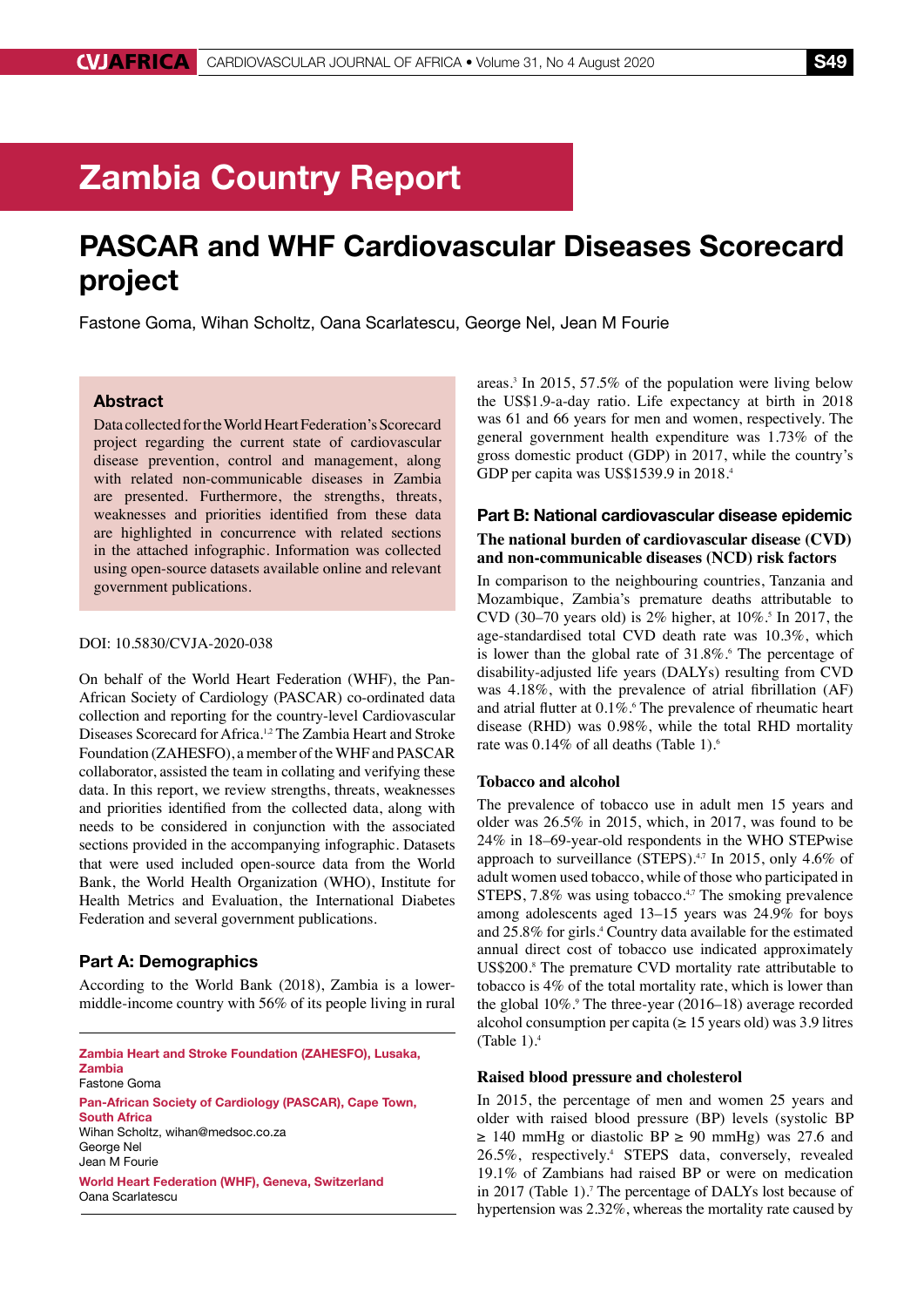# Zambia Country Report

## PASCAR and WHF Cardiovascular Diseases Scorecard project

Fastone Goma, Wihan Scholtz, Oana Scarlatescu, George Nel, Jean M Fourie

### Abstract

Data collected for the World Heart Federation's Scorecard project regarding the current state of cardiovascular disease prevention, control and management, along with related non-communicable diseases in Zambia are presented. Furthermore, the strengths, threats, weaknesses and priorities identified from these data are highlighted in concurrence with related sections in the attached infographic. Information was collected using open-source datasets available online and relevant government publications.

DOI: 10.5830/CVJA-2020-038

On behalf of the World Heart Federation (WHF), the Pan-African Society of Cardiology (PASCAR) co-ordinated data collection and reporting for the country-level Cardiovascular Diseases Scorecard for Africa.[1,2] The Zambia Heart and Stroke Foundation (ZAHESFO), a member of the WHF and PASCAR collaborator, assisted the team in collating and verifying these data. In this report, we review strengths, threats, weaknesses and priorities identified from the collected data, along with needs to be considered in conjunction with the associated sections provided in the accompanying infographic. Datasets that were used included open-source data from the World Bank, the World Health Organization (WHO), Institute for Health Metrics and Evaluation, the International Diabetes Federation and several government publications.

### Part A: Demographics

According to the World Bank (2018), Zambia is a lower-middle-income country with 56% of its people living in rural areas.[3] In 2015, 57.5% of the population were living below the US$1.9-a-day ratio. Life expectancy at birth in 2018 was 61 and 66 years for men and women, respectively. The general government health expenditure was 1.73% of the gross domestic product (GDP) in 2017, while the country's GDP per capita was US$1539.9 in 2018.[4]

### Part B: National cardiovascular disease epidemic

#### The national burden of cardiovascular disease (CVD) and non-communicable diseases (NCD) risk factors

In comparison to the neighbouring countries, Tanzania and Mozambique, Zambia's premature deaths attributable to CVD (30–70 years old) is 2% higher, at 10%.[5] In 2017, the age-standardised total CVD death rate was 10.3%, which is lower than the global rate of 31.8%.[6] The percentage of disability-adjusted life years (DALYs) resulting from CVD was 4.18%, with the prevalence of atrial fibrillation (AF) and atrial flutter at 0.1%.[6] The prevalence of rheumatic heart disease (RHD) was 0.98%, while the total RHD mortality rate was 0.14% of all deaths (Table 1).[6]

#### Tobacco and alcohol

The prevalence of tobacco use in adult men 15 years and older was 26.5% in 2015, which, in 2017, was found to be 24% in 18–69-year-old respondents in the WHO STEPwise approach to surveillance (STEPS).[4,7] In 2015, only 4.6% of adult women used tobacco, while of those who participated in STEPS, 7.8% was using tobacco.[4,7] The smoking prevalence among adolescents aged 13–15 years was 24.9% for boys and 25.8% for girls.[4] Country data available for the estimated annual direct cost of tobacco use indicated approximately US$200.[8] The premature CVD mortality rate attributable to tobacco is 4% of the total mortality rate, which is lower than the global 10%.[9] The three-year (2016–18) average recorded alcohol consumption per capita (≥ 15 years old) was 3.9 litres (Table 1).[4]

#### Raised blood pressure and cholesterol

In 2015, the percentage of men and women 25 years and older with raised blood pressure (BP) levels (systolic BP ≥ 140 mmHg or diastolic BP ≥ 90 mmHg) was 27.6 and 26.5%, respectively.[4] STEPS data, conversely, revealed 19.1% of Zambians had raised BP or were on medication in 2017 (Table 1).[7] The percentage of DALYs lost because of hypertension was 2.32%, whereas the mortality rate caused by

---

**Zambia Heart and Stroke Foundation (ZAHESFO), Lusaka, Zambia**
Fastone Goma

**Pan-African Society of Cardiology (PASCAR), Cape Town, South Africa**
Wihan Scholtz, wihan@medsoc.co.za
George Nel
Jean M Fourie

**World Heart Federation (WHF), Geneva, Switzerland**
Oana Scarlatescu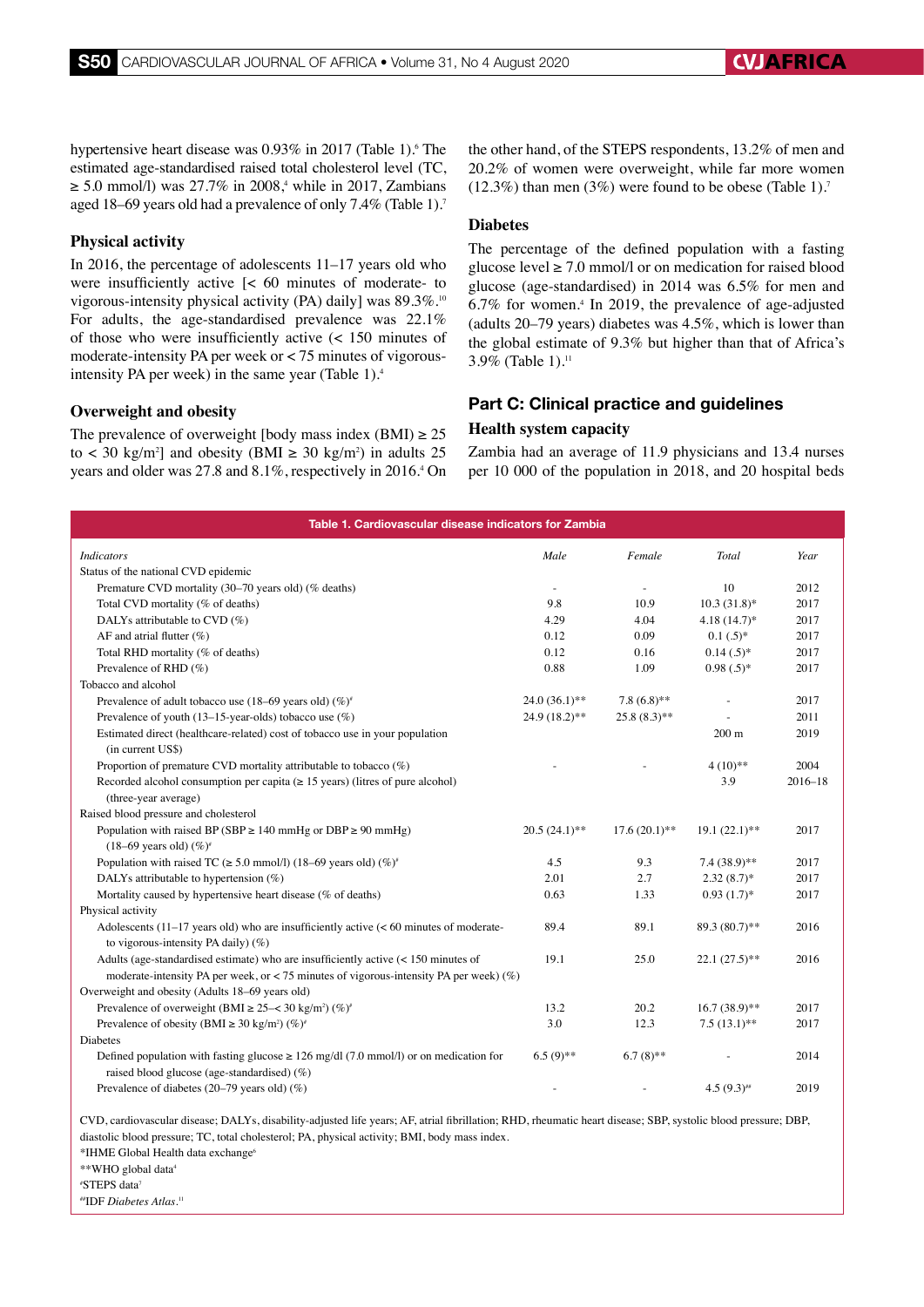hypertensive heart disease was 0.93% in 2017 (Table 1).[6] The estimated age-standardised raised total cholesterol level (TC, ≥ 5.0 mmol/l) was 27.7% in 2008,[4] while in 2017, Zambians aged 18–69 years old had a prevalence of only 7.4% (Table 1).[7]

### Physical activity

In 2016, the percentage of adolescents 11–17 years old who were insufficiently active [< 60 minutes of moderate- to vigorous-intensity physical activity (PA) daily] was 89.3%.[10] For adults, the age-standardised prevalence was 22.1% of those who were insufficiently active (< 150 minutes of moderate-intensity PA per week or < 75 minutes of vigorous-intensity PA per week) in the same year (Table 1).[4]

### Overweight and obesity

The prevalence of overweight [body mass index (BMI) ≥ 25 to < 30 kg/m²] and obesity (BMI ≥ 30 kg/m²) in adults 25 years and older was 27.8 and 8.1%, respectively in 2016.[4] On the other hand, of the STEPS respondents, 13.2% of men and 20.2% of women were overweight, while far more women (12.3%) than men (3%) were found to be obese (Table 1).[7]

### Diabetes

The percentage of the defined population with a fasting glucose level ≥ 7.0 mmol/l or on medication for raised blood glucose (age-standardised) in 2014 was 6.5% for men and 6.7% for women.[4] In 2019, the prevalence of age-adjusted (adults 20–79 years) diabetes was 4.5%, which is lower than the global estimate of 9.3% but higher than that of Africa's 3.9% (Table 1).[11]

## Part C: Clinical practice and guidelines

### Health system capacity

Zambia had an average of 11.9 physicians and 13.4 nurses per 10 000 of the population in 2018, and 20 hospital beds

**Table 1. Cardiovascular disease indicators for Zambia**

| *Indicators* | *Male* | *Female* | *Total* | *Year* |
|---|---|---|---|---|
| Status of the national CVD epidemic | | | | |
| Premature CVD mortality (30–70 years old) (% deaths) | - | - | 10 | 2012 |
| Total CVD mortality (% of deaths) | 9.8 | 10.9 | 10.3 (31.8)* | 2017 |
| DALYs attributable to CVD (%) | 4.29 | 4.04 | 4.18 (14.7)* | 2017 |
| AF and atrial flutter (%) | 0.12 | 0.09 | 0.1 (.5)* | 2017 |
| Total RHD mortality (% of deaths) | 0.12 | 0.16 | 0.14 (.5)* | 2017 |
| Prevalence of RHD (%) | 0.88 | 1.09 | 0.98 (.5)* | 2017 |
| Tobacco and alcohol | | | | |
| Prevalence of adult tobacco use (18–69 years old) (%)[#] | 24.0 (36.1)** | 7.8 (6.8)** | - | 2017 |
| Prevalence of youth (13–15-year-olds) tobacco use (%) | 24.9 (18.2)** | 25.8 (8.3)** | - | 2011 |
| Estimated direct (healthcare-related) cost of tobacco use in your population (in current US$) | | | 200 m | 2019 |
| Proportion of premature CVD mortality attributable to tobacco (%) | - | - | 4 (10)** | 2004 |
| Recorded alcohol consumption per capita (≥ 15 years) (litres of pure alcohol) (three-year average) | | | 3.9 | 2016–18 |
| Raised blood pressure and cholesterol | | | | |
| Population with raised BP (SBP ≥ 140 mmHg or DBP ≥ 90 mmHg) (18–69 years old) (%)[#] | 20.5 (24.1)** | 17.6 (20.1)** | 19.1 (22.1)** | 2017 |
| Population with raised TC (≥ 5.0 mmol/l) (18–69 years old) (%)[#] | 4.5 | 9.3 | 7.4 (38.9)** | 2017 |
| DALYs attributable to hypertension (%) | 2.01 | 2.7 | 2.32 (8.7)* | 2017 |
| Mortality caused by hypertensive heart disease (% of deaths) | 0.63 | 1.33 | 0.93 (1.7)* | 2017 |
| Physical activity | | | | |
| Adolescents (11–17 years old) who are insufficiently active (< 60 minutes of moderate- to vigorous-intensity PA daily) (%) | 89.4 | 89.1 | 89.3 (80.7)** | 2016 |
| Adults (age-standardised estimate) who are insufficiently active (< 150 minutes of moderate-intensity PA per week, or < 75 minutes of vigorous-intensity PA per week) (%) | 19.1 | 25.0 | 22.1 (27.5)** | 2016 |
| Overweight and obesity (Adults 18–69 years old) | | | | |
| Prevalence of overweight (BMI ≥ 25–< 30 kg/m²) (%)[#] | 13.2 | 20.2 | 16.7 (38.9)** | 2017 |
| Prevalence of obesity (BMI ≥ 30 kg/m²) (%)[#] | 3.0 | 12.3 | 7.5 (13.1)** | 2017 |
| Diabetes | | | | |
| Defined population with fasting glucose ≥ 126 mg/dl (7.0 mmol/l) or on medication for raised blood glucose (age-standardised) (%) | 6.5 (9)** | 6.7 (8)** | - | 2014 |
| Prevalence of diabetes (20–79 years old) (%) | - | - | 4.5 (9.3)[##] | 2019 |

CVD, cardiovascular disease; DALYs, disability-adjusted life years; AF, atrial fibrillation; RHD, rheumatic heart disease; SBP, systolic blood pressure; DBP, diastolic blood pressure; TC, total cholesterol; PA, physical activity; BMI, body mass index.
*IHME Global Health data exchange[6]
**WHO global data[4]
[#]STEPS data[7]
[##]IDF *Diabetes Atlas*.[11]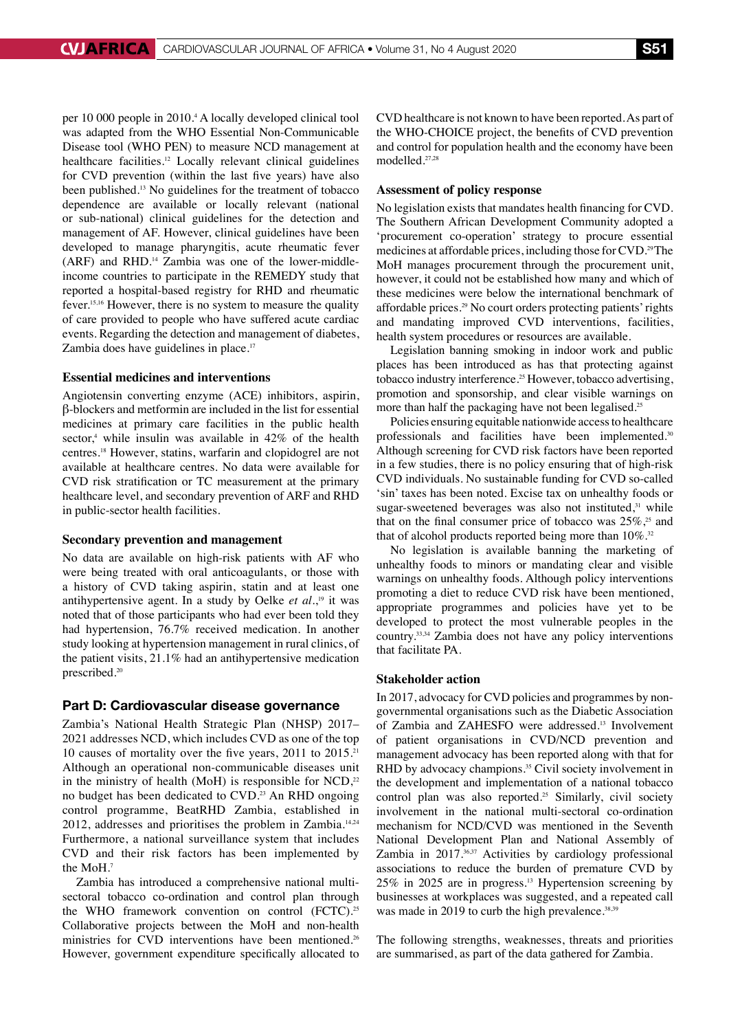per 10 000 people in 2010.[4] A locally developed clinical tool was adapted from the WHO Essential Non-Communicable Disease tool (WHO PEN) to measure NCD management at healthcare facilities.[12] Locally relevant clinical guidelines for CVD prevention (within the last five years) have also been published.[13] No guidelines for the treatment of tobacco dependence are available or locally relevant (national or sub-national) clinical guidelines for the detection and management of AF. However, clinical guidelines have been developed to manage pharyngitis, acute rheumatic fever (ARF) and RHD.[14] Zambia was one of the lower-middle-income countries to participate in the REMEDY study that reported a hospital-based registry for RHD and rheumatic fever.[15,16] However, there is no system to measure the quality of care provided to people who have suffered acute cardiac events. Regarding the detection and management of diabetes, Zambia does have guidelines in place.[17]

### Essential medicines and interventions

Angiotensin converting enzyme (ACE) inhibitors, aspirin, β-blockers and metformin are included in the list for essential medicines at primary care facilities in the public health sector,[4] while insulin was available in 42% of the health centres.[18] However, statins, warfarin and clopidogrel are not available at healthcare centres. No data were available for CVD risk stratification or TC measurement at the primary healthcare level, and secondary prevention of ARF and RHD in public-sector health facilities.

### Secondary prevention and management

No data are available on high-risk patients with AF who were being treated with oral anticoagulants, or those with a history of CVD taking aspirin, statin and at least one antihypertensive agent. In a study by Oelke *et al.*,[19] it was noted that of those participants who had ever been told they had hypertension, 76.7% received medication. In another study looking at hypertension management in rural clinics, of the patient visits, 21.1% had an antihypertensive medication prescribed.[20]

## Part D: Cardiovascular disease governance

Zambia's National Health Strategic Plan (NHSP) 2017–2021 addresses NCD, which includes CVD as one of the top 10 causes of mortality over the five years, 2011 to 2015.[21] Although an operational non-communicable diseases unit in the ministry of health (MoH) is responsible for NCD,[22] no budget has been dedicated to CVD.[23] An RHD ongoing control programme, BeatRHD Zambia, established in 2012, addresses and prioritises the problem in Zambia.[14,24] Furthermore, a national surveillance system that includes CVD and their risk factors has been implemented by the MoH.[7]

Zambia has introduced a comprehensive national multi-sectoral tobacco co-ordination and control plan through the WHO framework convention on control (FCTC).[25] Collaborative projects between the MoH and non-health ministries for CVD interventions have been mentioned.[26] However, government expenditure specifically allocated to CVD healthcare is not known to have been reported. As part of the WHO-CHOICE project, the benefits of CVD prevention and control for population health and the economy have been modelled.[27,28]

### Assessment of policy response

No legislation exists that mandates health financing for CVD. The Southern African Development Community adopted a 'procurement co-operation' strategy to procure essential medicines at affordable prices, including those for CVD.[29] The MoH manages procurement through the procurement unit, however, it could not be established how many and which of these medicines were below the international benchmark of affordable prices.[29] No court orders protecting patients' rights and mandating improved CVD interventions, facilities, health system procedures or resources are available.

Legislation banning smoking in indoor work and public places has been introduced as has that protecting against tobacco industry interference.[25] However, tobacco advertising, promotion and sponsorship, and clear visible warnings on more than half the packaging have not been legalised.[25]

Policies ensuring equitable nationwide access to healthcare professionals and facilities have been implemented.[30] Although screening for CVD risk factors have been reported in a few studies, there is no policy ensuring that of high-risk CVD individuals. No sustainable funding for CVD so-called 'sin' taxes has been noted. Excise tax on unhealthy foods or sugar-sweetened beverages was also not instituted,[31] while that on the final consumer price of tobacco was 25%,[25] and that of alcohol products reported being more than 10%.[32]

No legislation is available banning the marketing of unhealthy foods to minors or mandating clear and visible warnings on unhealthy foods. Although policy interventions promoting a diet to reduce CVD risk have been mentioned, appropriate programmes and policies have yet to be developed to protect the most vulnerable peoples in the country.[33,34] Zambia does not have any policy interventions that facilitate PA.

### Stakeholder action

In 2017, advocacy for CVD policies and programmes by non-governmental organisations such as the Diabetic Association of Zambia and ZAHESFO were addressed.[13] Involvement of patient organisations in CVD/NCD prevention and management advocacy has been reported along with that for RHD by advocacy champions.[35] Civil society involvement in the development and implementation of a national tobacco control plan was also reported.[25] Similarly, civil society involvement in the national multi-sectoral co-ordination mechanism for NCD/CVD was mentioned in the Seventh National Development Plan and National Assembly of Zambia in 2017.[36,37] Activities by cardiology professional associations to reduce the burden of premature CVD by 25% in 2025 are in progress.[13] Hypertension screening by businesses at workplaces was suggested, and a repeated call was made in 2019 to curb the high prevalence.[38,39]

The following strengths, weaknesses, threats and priorities are summarised, as part of the data gathered for Zambia.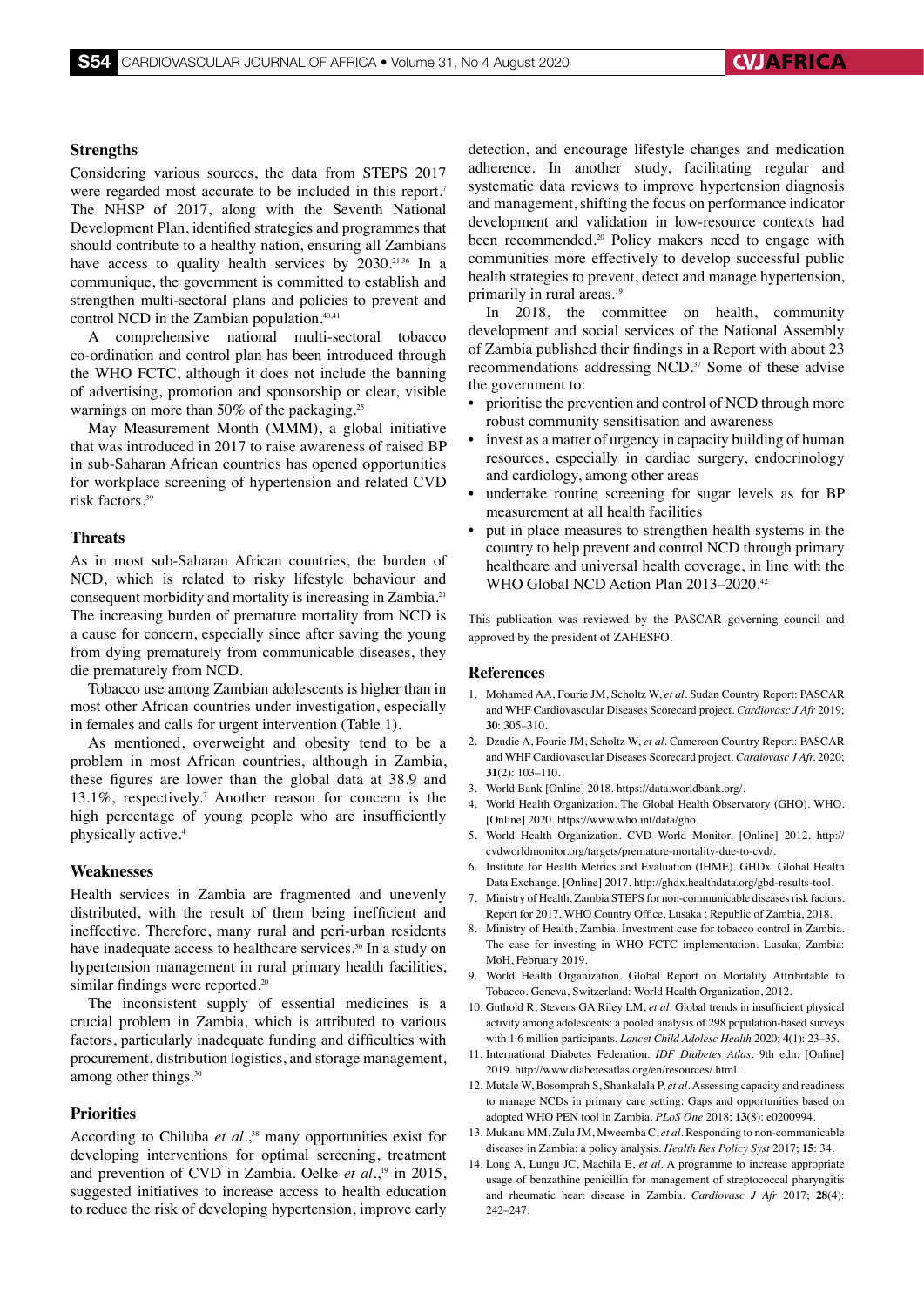### Strengths

Considering various sources, the data from STEPS 2017 were regarded most accurate to be included in this report.[7] The NHSP of 2017, along with the Seventh National Development Plan, identified strategies and programmes that should contribute to a healthy nation, ensuring all Zambians have access to quality health services by 2030.[21,36] In a communique, the government is committed to establish and strengthen multi-sectoral plans and policies to prevent and control NCD in the Zambian population.[40,41]

A comprehensive national multi-sectoral tobacco co-ordination and control plan has been introduced through the WHO FCTC, although it does not include the banning of advertising, promotion and sponsorship or clear, visible warnings on more than 50% of the packaging.[25]

May Measurement Month (MMM), a global initiative that was introduced in 2017 to raise awareness of raised BP in sub-Saharan African countries has opened opportunities for workplace screening of hypertension and related CVD risk factors.[39]

### Threats

As in most sub-Saharan African countries, the burden of NCD, which is related to risky lifestyle behaviour and consequent morbidity and mortality is increasing in Zambia.[21] The increasing burden of premature mortality from NCD is a cause for concern, especially since after saving the young from dying prematurely from communicable diseases, they die prematurely from NCD.

Tobacco use among Zambian adolescents is higher than in most other African countries under investigation, especially in females and calls for urgent intervention (Table 1).

As mentioned, overweight and obesity tend to be a problem in most African countries, although in Zambia, these figures are lower than the global data at 38.9 and 13.1%, respectively.[7] Another reason for concern is the high percentage of young people who are insufficiently physically active.[4]

### Weaknesses

Health services in Zambia are fragmented and unevenly distributed, with the result of them being inefficient and ineffective. Therefore, many rural and peri-urban residents have inadequate access to healthcare services.[30] In a study on hypertension management in rural primary health facilities, similar findings were reported.[20]

The inconsistent supply of essential medicines is a crucial problem in Zambia, which is attributed to various factors, particularly inadequate funding and difficulties with procurement, distribution logistics, and storage management, among other things.[30]

### Priorities

According to Chiluba *et al*.,[38] many opportunities exist for developing interventions for optimal screening, treatment and prevention of CVD in Zambia. Oelke *et al*.,[19] in 2015, suggested initiatives to increase access to health education to reduce the risk of developing hypertension, improve early detection, and encourage lifestyle changes and medication adherence. In another study, facilitating regular and systematic data reviews to improve hypertension diagnosis and management, shifting the focus on performance indicator development and validation in low-resource contexts had been recommended.[20] Policy makers need to engage with communities more effectively to develop successful public health strategies to prevent, detect and manage hypertension, primarily in rural areas.[19]

In 2018, the committee on health, community development and social services of the National Assembly of Zambia published their findings in a Report with about 23 recommendations addressing NCD.[37] Some of these advise the government to:

- prioritise the prevention and control of NCD through more robust community sensitisation and awareness
- invest as a matter of urgency in capacity building of human resources, especially in cardiac surgery, endocrinology and cardiology, among other areas
- undertake routine screening for sugar levels as for BP measurement at all health facilities
- put in place measures to strengthen health systems in the country to help prevent and control NCD through primary healthcare and universal health coverage, in line with the WHO Global NCD Action Plan 2013–2020.[42]

This publication was reviewed by the PASCAR governing council and approved by the president of ZAHESFO.

### References

1. Mohamed AA, Fourie JM, Scholtz W, *et al*. Sudan Country Report: PASCAR and WHF Cardiovascular Diseases Scorecard project. *Cardiovasc J Afr* 2019; **30**: 305–310.
2. Dzudie A, Fourie JM, Scholtz W, *et al*. Cameroon Country Report: PASCAR and WHF Cardiovascular Diseases Scorecard project. *Cardiovasc J Afr*. 2020; **31**(2): 103–110.
3. World Bank [Online] 2018. https://data.worldbank.org/.
4. World Health Organization. The Global Health Observatory (GHO). WHO. [Online] 2020. https://www.who.int/data/gho.
5. World Health Organization. CVD World Monitor. [Online] 2012. http://cvdworldmonitor.org/targets/premature-mortality-due-to-cvd/.
6. Institute for Health Metrics and Evaluation (IHME). GHDx. Global Health Data Exchange. [Online] 2017. http://ghdx.healthdata.org/gbd-results-tool.
7. Ministry of Health. Zambia STEPS for non-communicable diseases risk factors. Report for 2017. WHO Country Office, Lusaka : Republic of Zambia, 2018.
8. Ministry of Health, Zambia. Investment case for tobacco control in Zambia. The case for investing in WHO FCTC implementation. Lusaka, Zambia: MoH, February 2019.
9. World Health Organization. Global Report on Mortality Attributable to Tobacco. Geneva, Switzerland: World Health Organization, 2012.
10. Guthold R, Stevens GA Riley LM, *et al*. Global trends in insufficient physical activity among adolescents: a pooled analysis of 298 population-based surveys with 1·6 million participants. *Lancet Child Adolesc Health* 2020; **4**(1): 23–35.
11. International Diabetes Federation. *IDF Diabetes Atlas*. 9th edn. [Online] 2019. http://www.diabetesatlas.org/en/resources/.html.
12. Mutale W, Bosomprah S, Shankalala P, *et al*. Assessing capacity and readiness to manage NCDs in primary care setting: Gaps and opportunities based on adopted WHO PEN tool in Zambia. *PLoS One* 2018; **13**(8): e0200994.
13. Mukanu MM, Zulu JM, Mweemba C, *et al*. Responding to non-communicable diseases in Zambia: a policy analysis. *Health Res Policy Syst* 2017; **15**: 34.
14. Long A, Lungu JC, Machila E, *et al*. A programme to increase appropriate usage of benzathine penicillin for management of streptococcal pharyngitis and rheumatic heart disease in Zambia. *Cardiovasc J Afr* 2017; **28**(4): 242–247.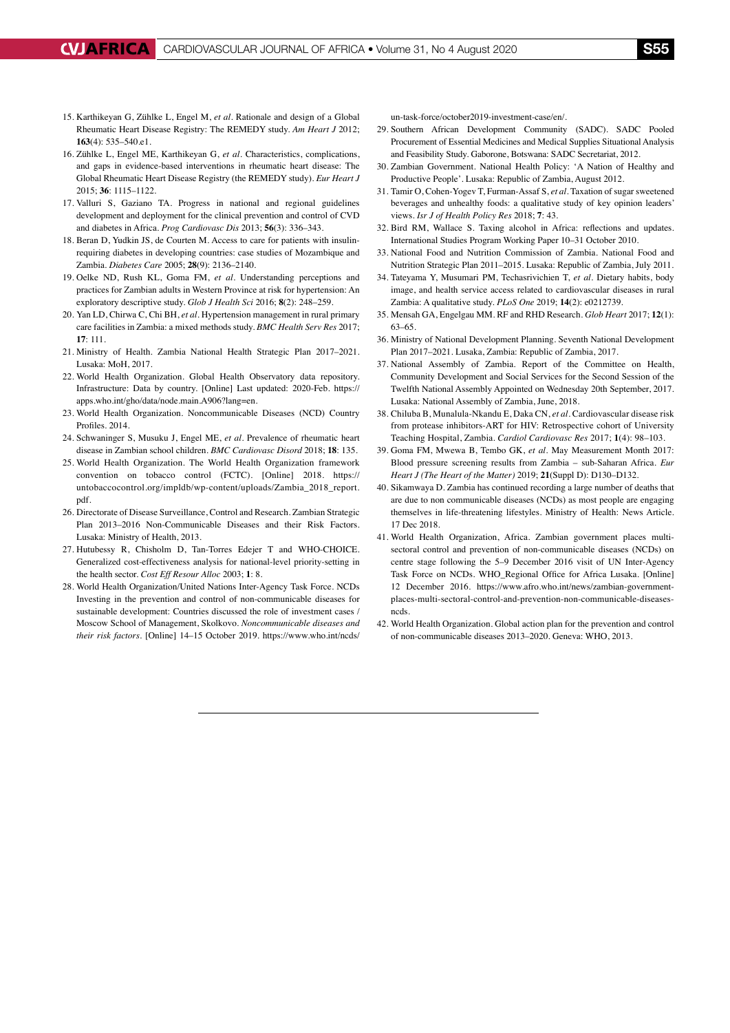15. Karthikeyan G, Zühlke L, Engel M, *et al*. Rationale and design of a Global Rheumatic Heart Disease Registry: The REMEDY study. *Am Heart J* 2012; **163**(4): 535–540.e1.
16. Zühlke L, Engel ME, Karthikeyan G, *et al*. Characteristics, complications, and gaps in evidence-based interventions in rheumatic heart disease: The Global Rheumatic Heart Disease Registry (the REMEDY study). *Eur Heart J* 2015; **36**: 1115–1122.
17. Valluri S, Gaziano TA. Progress in national and regional guidelines development and deployment for the clinical prevention and control of CVD and diabetes in Africa. *Prog Cardiovasc Dis* 2013; **56**(3): 336–343.
18. Beran D, Yudkin JS, de Courten M. Access to care for patients with insulin-requiring diabetes in developing countries: case studies of Mozambique and Zambia. *Diabetes Care* 2005; **28**(9): 2136–2140.
19. Oelke ND, Rush KL, Goma FM, *et al*. Understanding perceptions and practices for Zambian adults in Western Province at risk for hypertension: An exploratory descriptive study. *Glob J Health Sci* 2016; **8**(2): 248–259.
20. Yan LD, Chirwa C, Chi BH, *et al*. Hypertension management in rural primary care facilities in Zambia: a mixed methods study. *BMC Health Serv Res* 2017; **17**: 111.
21. Ministry of Health. Zambia National Health Strategic Plan 2017–2021. Lusaka: MoH, 2017.
22. World Health Organization. Global Health Observatory data repository. Infrastructure: Data by country. [Online] Last updated: 2020-Feb. https://apps.who.int/gho/data/node.main.A906?lang=en.
23. World Health Organization. Noncommunicable Diseases (NCD) Country Profiles. 2014.
24. Schwaninger S, Musuku J, Engel ME, *et al*. Prevalence of rheumatic heart disease in Zambian school children. *BMC Cardiovasc Disord* 2018; **18**: 135.
25. World Health Organization. The World Health Organization framework convention on tobacco control (FCTC). [Online] 2018. https://untobaccocontrol.org/impldb/wp-content/uploads/Zambia_2018_report.pdf.
26. Directorate of Disease Surveillance, Control and Research. Zambian Strategic Plan 2013–2016 Non-Communicable Diseases and their Risk Factors. Lusaka: Ministry of Health, 2013.
27. Hutubessy R, Chisholm D, Tan-Torres Edejer T and WHO-CHOICE. Generalized cost-effectiveness analysis for national-level priority-setting in the health sector. *Cost Eff Resour Alloc* 2003; **1**: 8.
28. World Health Organization/United Nations Inter-Agency Task Force. NCDs Investing in the prevention and control of non-communicable diseases for sustainable development: Countries discussed the role of investment cases / Moscow School of Management, Skolkovo. *Noncommunicable diseases and their risk factors*. [Online] 14–15 October 2019. https://www.who.int/ncds/un-task-force/october2019-investment-case/en/.
29. Southern African Development Community (SADC). SADC Pooled Procurement of Essential Medicines and Medical Supplies Situational Analysis and Feasibility Study. Gaborone, Botswana: SADC Secretariat, 2012.
30. Zambian Government. National Health Policy: 'A Nation of Healthy and Productive People'. Lusaka: Republic of Zambia, August 2012.
31. Tamir O, Cohen-Yogev T, Furman-Assaf S, *et al*. Taxation of sugar sweetened beverages and unhealthy foods: a qualitative study of key opinion leaders' views. *Isr J of Health Policy Res* 2018; **7**: 43.
32. Bird RM, Wallace S. Taxing alcohol in Africa: reflections and updates. International Studies Program Working Paper 10–31 October 2010.
33. National Food and Nutrition Commission of Zambia. National Food and Nutrition Strategic Plan 2011–2015. Lusaka: Republic of Zambia, July 2011.
34. Tateyama Y, Musumari PM, Techasrivichien T, *et al*. Dietary habits, body image, and health service access related to cardiovascular diseases in rural Zambia: A qualitative study. *PLoS One* 2019; **14**(2): e0212739.
35. Mensah GA, Engelgau MM. RF and RHD Research. *Glob Heart* 2017; **12**(1): 63–65.
36. Ministry of National Development Planning. Seventh National Development Plan 2017–2021. Lusaka, Zambia: Republic of Zambia, 2017.
37. National Assembly of Zambia. Report of the Committee on Health, Community Development and Social Services for the Second Session of the Twelfth National Assembly Appointed on Wednesday 20th September, 2017. Lusaka: National Assembly of Zambia, June, 2018.
38. Chiluba B, Munalula-Nkandu E, Daka CN, *et al*. Cardiovascular disease risk from protease inhibitors-ART for HIV: Retrospective cohort of University Teaching Hospital, Zambia. *Cardiol Cardiovasc Res* 2017; **1**(4): 98–103.
39. Goma FM, Mwewa B, Tembo GK, *et al*. May Measurement Month 2017: Blood pressure screening results from Zambia – sub-Saharan Africa. *Eur Heart J (The Heart of the Matter)* 2019; **21**(Suppl D): D130–D132.
40. Sikamwaya D. Zambia has continued recording a large number of deaths that are due to non communicable diseases (NCDs) as most people are engaging themselves in life-threatening lifestyles. Ministry of Health: News Article. 17 Dec 2018.
41. World Health Organization, Africa. Zambian government places multi-sectoral control and prevention of non-communicable diseases (NCDs) on centre stage following the 5–9 December 2016 visit of UN Inter-Agency Task Force on NCDs. WHO_Regional Office for Africa Lusaka. [Online] 12 December 2016. https://www.afro.who.int/news/zambian-government-places-multi-sectoral-control-and-prevention-non-communicable-diseases-ncds.
42. World Health Organization. Global action plan for the prevention and control of non-communicable diseases 2013–2020. Geneva: WHO, 2013.